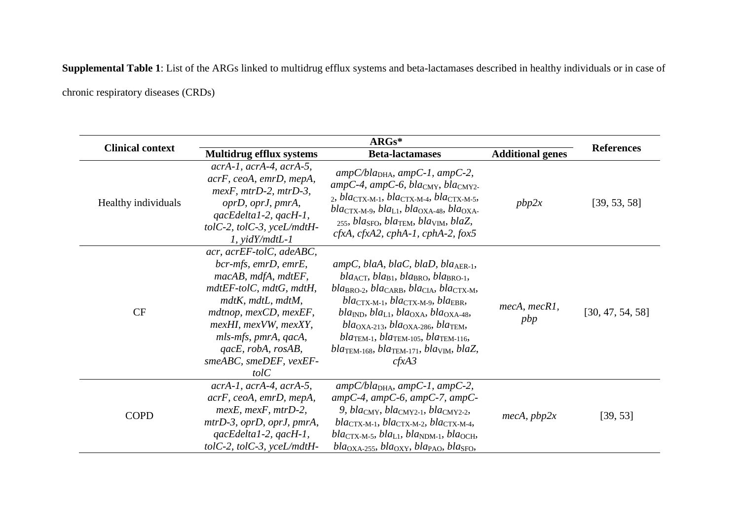**Supplemental Table 1**: List of the ARGs linked to multidrug efflux systems and beta-lactamases described in healthy individuals or in case of chronic respiratory diseases (CRDs)

| Clinical context | ARGs* | | | References |
|---|---|---|---|---|
| | Multidrug efflux systems | Beta-lactamases | Additional genes | |
| Healthy individuals | *acrA-1, acrA-4, acrA-5, acrF, ceoA, emrD, mepA, mexF, mtrD-2, mtrD-3, oprD, oprJ, pmrA, qacEdelta1-2, qacH-1, tolC-2, tolC-3, yceL/mdtH-1, yidY/mdtL-1* | *ampC/bla*$_{DHA}$, *ampC-1, ampC-2, ampC-4, ampC-6, bla*$_{CMY}$, *bla*$_{CMY2-2}$, *bla*$_{CTX-M-1}$, *bla*$_{CTX-M-4}$, *bla*$_{CTX-M-5}$, *bla*$_{CTX-M-9}$, *bla*$_{L1}$, *bla*$_{OXA-48}$, *bla*$_{OXA-255}$, *bla*$_{SFO}$, *bla*$_{TEM}$, *bla*$_{VIM}$, *blaZ, cfxA, cfxA2, cphA-1, cphA-2, fox5* | *pbp2x* | [39, 53, 58] |
| CF | *acr, acrEF-tolC, adeABC, bcr-mfs, emrD, emrE, macAB, mdfA, mdtEF, mdtEF-tolC, mdtG, mdtH, mdtK, mdtL, mdtM, mdtnop, mexCD, mexEF, mexHI, mexVW, mexXY, mls-mfs, pmrA, qacA, qacE, robA, rosAB, smeABC, smeDEF, vexEF-tolC* | *ampC, blaA, blaC, blaD, bla*$_{AER-1}$, *bla*$_{ACT}$, *bla*$_{B1}$, *bla*$_{BRO}$, *bla*$_{BRO-1}$, *bla*$_{BRO-2}$, *bla*$_{CARB}$, *bla*$_{CIA}$, *bla*$_{CTX-M}$, *bla*$_{CTX-M-1}$, *bla*$_{CTX-M-9}$, *bla*$_{EBR}$, *bla*$_{IND}$, *bla*$_{L1}$, *bla*$_{OXA}$, *bla*$_{OXA-48}$, *bla*$_{OXA-213}$, *bla*$_{OXA-286}$, *bla*$_{TEM}$, *bla*$_{TEM-1}$, *bla*$_{TEM-105}$, *bla*$_{TEM-116}$, *bla*$_{TEM-168}$, *bla*$_{TEM-171}$, *bla*$_{VIM}$, *blaZ, cfxA3* | *mecA, mecR1, pbp* | [30, 47, 54, 58] |
| COPD | *acrA-1, acrA-4, acrA-5, acrF, ceoA, emrD, mepA, mexE, mexF, mtrD-2, mtrD-3, oprD, oprJ, pmrA, qacEdelta1-2, qacH-1, tolC-2, tolC-3, yceL/mdtH-* | *ampC/bla*$_{DHA}$, *ampC-1, ampC-2, ampC-4, ampC-6, ampC-7, ampC-9, bla*$_{CMY}$, *bla*$_{CMY2-1}$, *bla*$_{CMY2-2}$, *bla*$_{CTX-M-1}$, *bla*$_{CTX-M-2}$, *bla*$_{CTX-M-4}$, *bla*$_{CTX-M-5}$, *bla*$_{L1}$, *bla*$_{NDM-1}$, *bla*$_{OCH}$, *bla*$_{OXA-255}$, *bla*$_{OXY}$, *bla*$_{PAO}$, *bla*$_{SFO}$, | *mecA, pbp2x* | [39, 53] |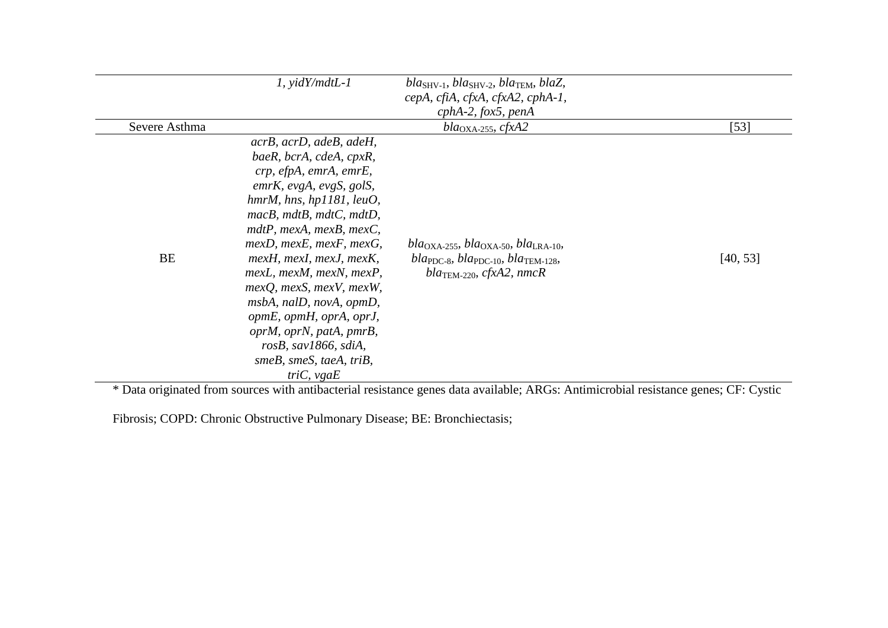| | | | | |
|---|---|---|---|---|
| | *1, yidY/mdtL-1* | *bla*$_{SHV-1}$, *bla*$_{SHV-2}$, *bla*$_{TEM}$, *blaZ, cepA, cfiA, cfxA, cfxA2, cphA-1, cphA-2, fox5, penA* | | |
| Severe Asthma | | *bla*$_{OXA-255}$, *cfxA2* | | [53] |
| BE | *acrB, acrD, adeB, adeH, baeR, bcrA, cdeA, cpxR, crp, efpA, emrA, emrE, emrK, evgA, evgS, golS, hmrM, hns, hp1181, leuO, macB, mdtB, mdtC, mdtD, mdtP, mexA, mexB, mexC, mexD, mexE, mexF, mexG, mexH, mexI, mexJ, mexK, mexL, mexM, mexN, mexP, mexQ, mexS, mexV, mexW, msbA, nalD, novA, opmD, opmE, opmH, oprA, oprJ, oprM, oprN, patA, pmrB, rosB, sav1866, sdiA, smeB, smeS, taeA, triB, triC, vgaE* | *bla*$_{OXA-255}$, *bla*$_{OXA-50}$, *bla*$_{LRA-10}$, *bla*$_{PDC-8}$, *bla*$_{PDC-10}$, *bla*$_{TEM-128}$, *bla*$_{TEM-220}$, *cfxA2, nmcR* | | [40, 53] |

* Data originated from sources with antibacterial resistance genes data available; ARGs: Antimicrobial resistance genes; CF: Cystic Fibrosis; COPD: Chronic Obstructive Pulmonary Disease; BE: Bronchiectasis;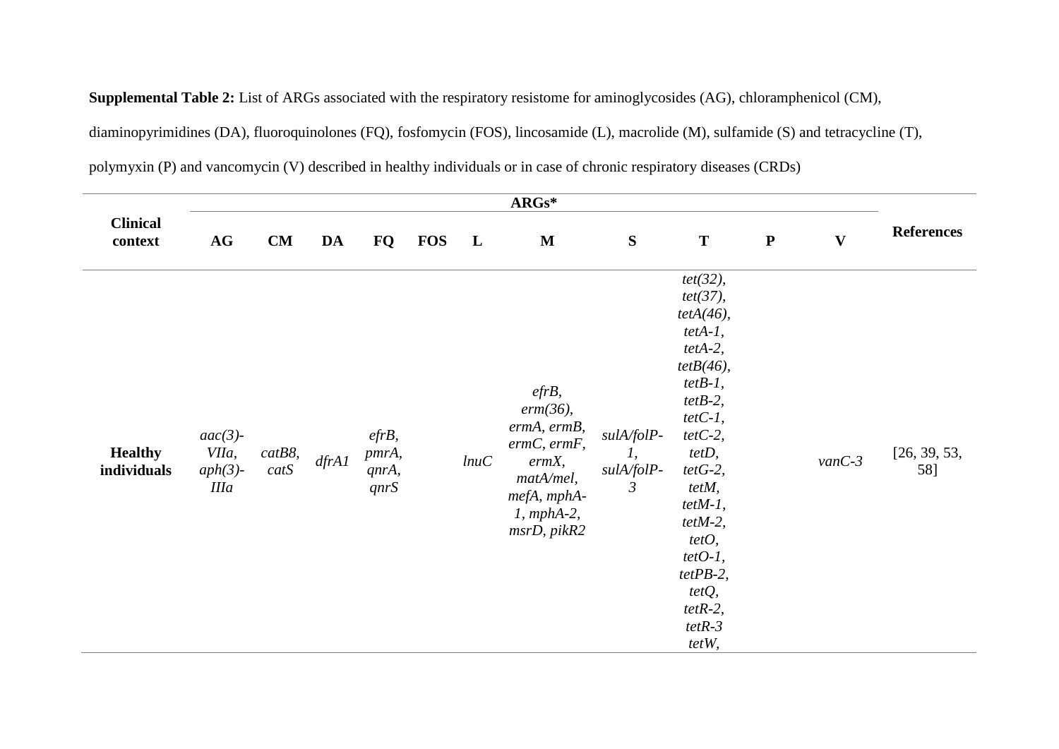**Supplemental Table 2:** List of ARGs associated with the respiratory resistome for aminoglycosides (AG), chloramphenicol (CM), diaminopyrimidines (DA), fluoroquinolones (FQ), fosfomycin (FOS), lincosamide (L), macrolide (M), sulfamide (S) and tetracycline (T), polymyxin (P) and vancomycin (V) described in healthy individuals or in case of chronic respiratory diseases (CRDs)

| Clinical context | ARGs* | | | | | | | | | | | References |
|---|---|---|---|---|---|---|---|---|---|---|---|---|
| | AG | CM | DA | FQ | FOS | L | M | S | T | P | V | |
| **Healthy individuals** | *aac(3)-VIIa*, *aph(3)-IIIa* | *catB8*, *catS* | *dfrA1* | *efrB*, *pmrA*, *qnrA*, *qnrS* | | *lnuC* | *efrB*, *erm(36)*, *ermA*, *ermB*, *ermC*, *ermF*, *ermX*, *matA/mel*, *mefA*, *mphA-1*, *mphA-2*, *msrD*, *pikR2* | *sulA/folP-1*, *sulA/folP-3* | *tet(32)*, *tet(37)*, *tetA(46)*, *tetA-1*, *tetA-2*, *tetB(46)*, *tetB-1*, *tetB-2*, *tetC-1*, *tetC-2*, *tetD*, *tetG-2*, *tetM*, *tetM-1*, *tetM-2*, *tetO*, *tetO-1*, *tetPB-2*, *tetQ*, *tetR-2*, *tetR-3* *tetW*, | | *vanC-3* | [26, 39, 53, 58] |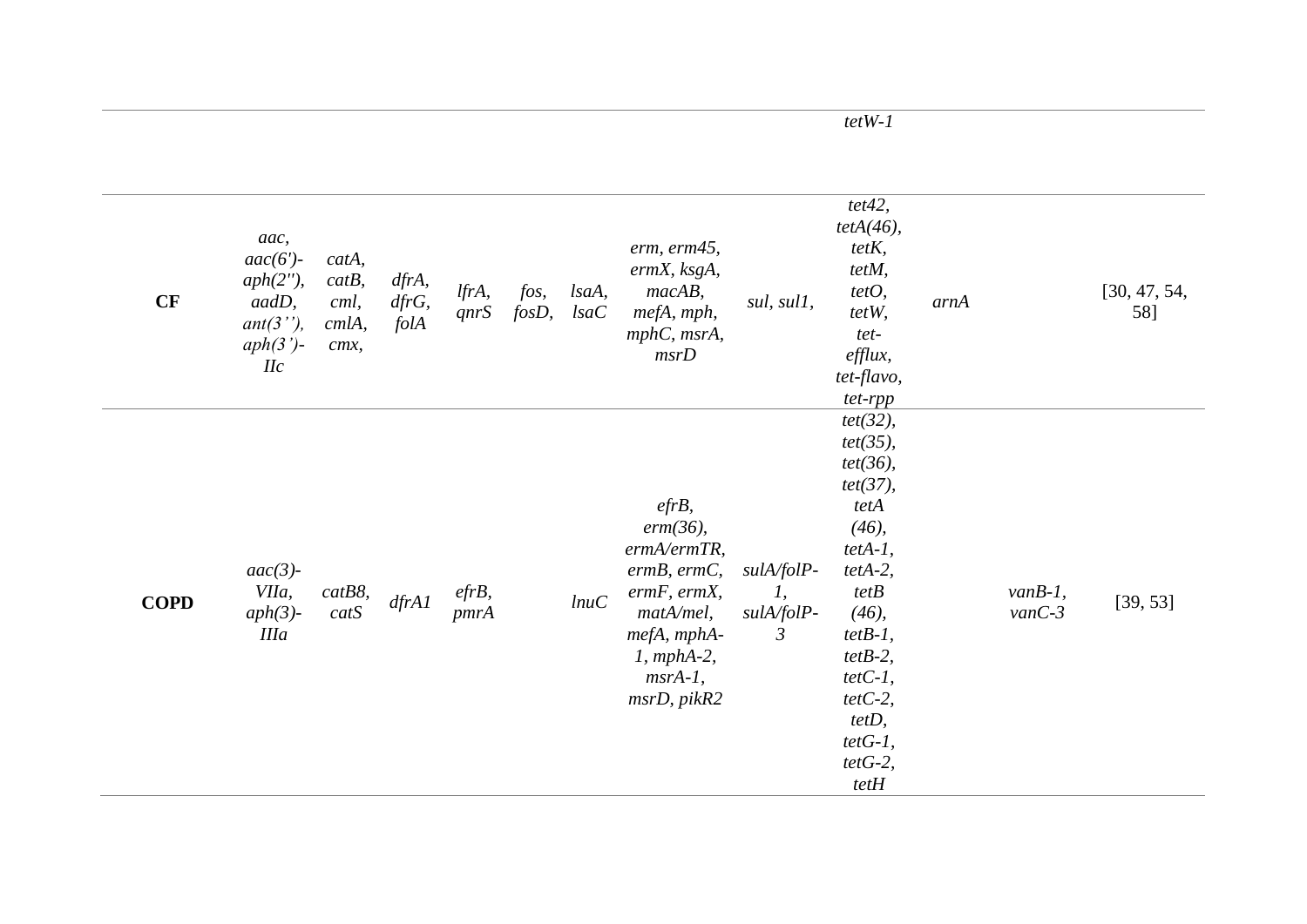| | | | | | | | | | | | | |
|---|---|---|---|---|---|---|---|---|---|---|---|---|
| | | | | | | | | | *tetW-1* | | | |
| **CF** | *aac, aac(6')-aph(2''), aadD, ant(3''), aph(3')-IIc* | *catA, catB, cml, cmlA, cmx,* | *dfrA, dfrG, folA* | *lfrA, qnrS* | *fos, fosD,* | *lsaA, lsaC* | *erm, erm45, ermX, ksgA, macAB, mefA, mph, mphC, msrA, msrD* | *sul, sul1,* | *tet42, tetA(46), tetK, tetM, tetO, tetW, tet-efflux, tet-flavo, tet-rpp* | *arnA* | | [30, 47, 54, 58] |
| **COPD** | *aac(3)-VIIa, aph(3)-IIIa* | *catB8, catS* | *dfrA1* | *efrB, pmrA* | | *lnuC* | *efrB, erm(36), ermA/ermTR, ermB, ermC, ermF, ermX, matA/mel, mefA, mphA-1, mphA-2, msrA-1, msrD, pikR2* | *sulA/folP-1, sulA/folP-3* | *tet(32), tet(35), tet(36), tet(37), tetA (46), tetA-1, tetA-2, tetB (46), tetB-1, tetB-2, tetC-1, tetC-2, tetD, tetG-1, tetG-2, tetH* | | *vanB-1, vanC-3* | [39, 53] |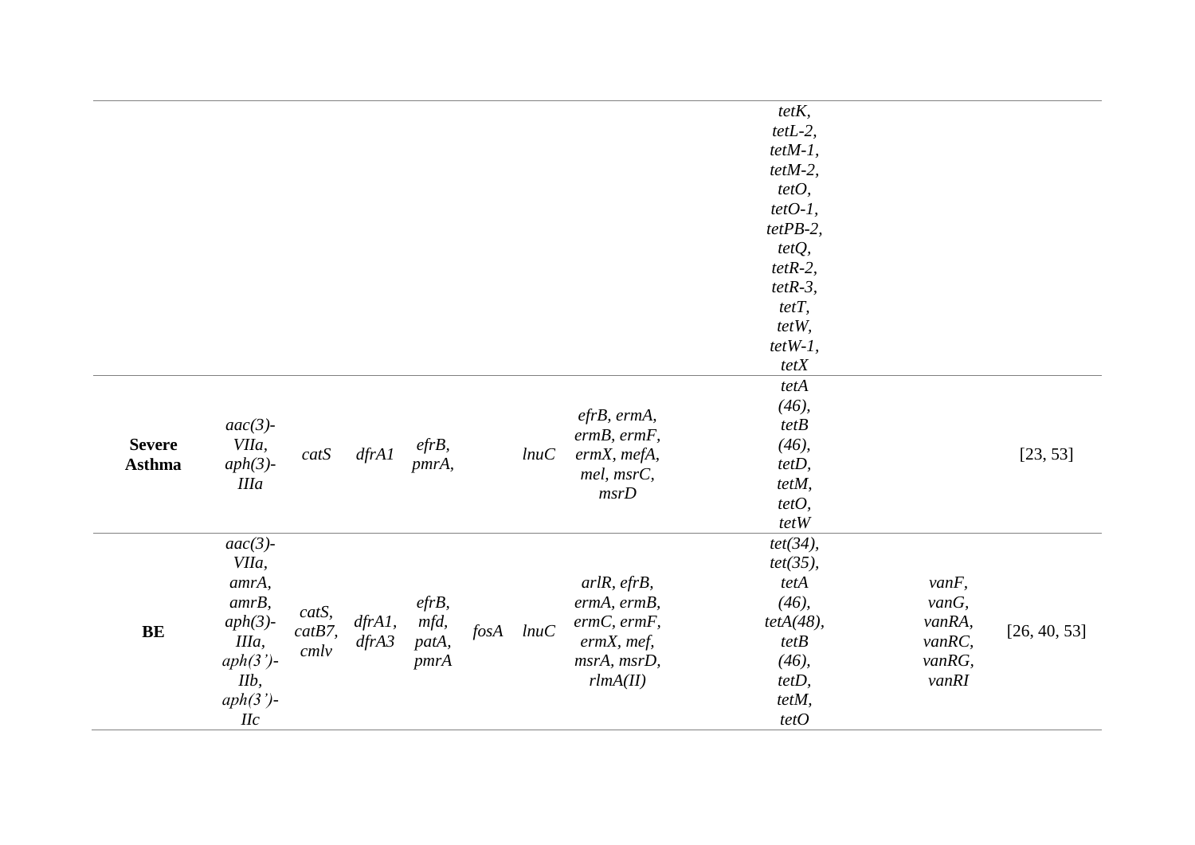| | | | | | | | | | | | | |
|---|---|---|---|---|---|---|---|---|---|---|---|---|
| | | | | | | | | | *tetK, tetL-2, tetM-1, tetM-2, tetO, tetO-1, tetPB-2, tetQ, tetR-2, tetR-3, tetT, tetW, tetW-1, tetX* | | | |
| **Severe Asthma** | *aac(3)-VIIa, aph(3)-IIIa* | *catS* | *dfrA1* | *efrB, pmrA,* | | *lnuC* | *efrB, ermA, ermB, ermF, ermX, mefA, mel, msrC, msrD* | | *tetA (46), tetB (46), tetD, tetM, tetO, tetW* | | | [23, 53] |
| **BE** | *aac(3)-VIIa, amrA, amrB, aph(3)-IIIa, aph(3')-IIb, aph(3')-IIc* | *catS, catB7, cmlv* | *dfrA1, dfrA3* | *efrB, mfd, patA, pmrA* | *fosA* | *lnuC* | *arlR, efrB, ermA, ermB, ermC, ermF, ermX, mef, msrA, msrD, rlmA(II)* | | *tet(34), tet(35), tetA (46), tetA(48), tetB (46), tetD, tetM, tetO* | | *vanF, vanG, vanRA, vanRC, vanRG, vanRI* | [26, 40, 53] |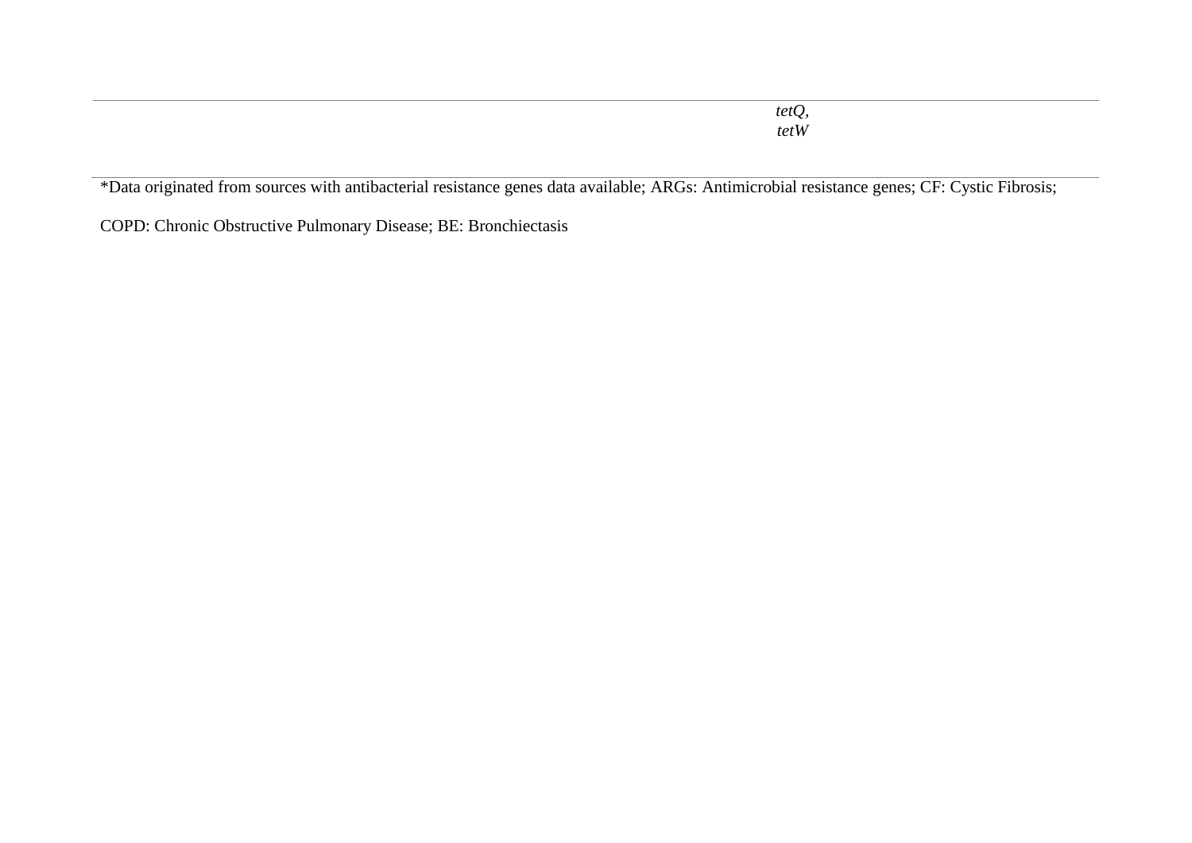| | | |
|---|---|---|
| | *tetQ*, *tetW* | |

*Data originated from sources with antibacterial resistance genes data available; ARGs: Antimicrobial resistance genes; CF: Cystic Fibrosis; COPD: Chronic Obstructive Pulmonary Disease; BE: Bronchiectasis